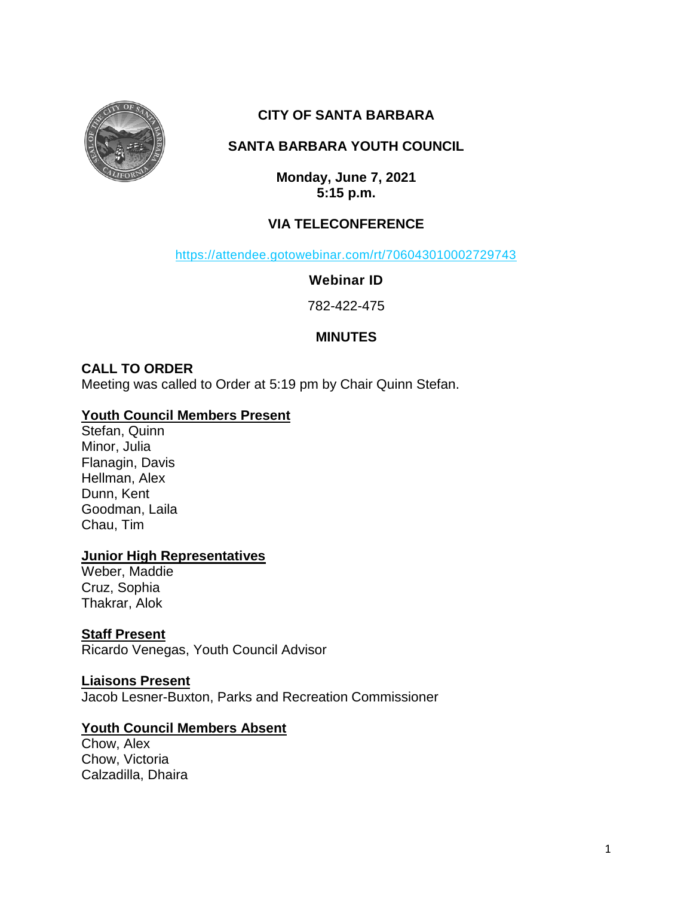# CITY OF SANTA BARBARA

## SANTA BARBARA YOUTH COUNCIL

**Monday, June 7, 2021**
**5:15 p.m.**

### VIA TELECONFERENCE

https://attendee.gotowebinar.com/rt/706043010002729743

**Webinar ID**

782-422-475

### MINUTES

**CALL TO ORDER**
Meeting was called to Order at 5:19 pm by Chair Quinn Stefan.

**Youth Council Members Present**
Stefan, Quinn
Minor, Julia
Flanagin, Davis
Hellman, Alex
Dunn, Kent
Goodman, Laila
Chau, Tim

**Junior High Representatives**
Weber, Maddie
Cruz, Sophia
Thakrar, Alok

**Staff Present**
Ricardo Venegas, Youth Council Advisor

**Liaisons Present**
Jacob Lesner-Buxton, Parks and Recreation Commissioner

**Youth Council Members Absent**
Chow, Alex
Chow, Victoria
Calzadilla, Dhaira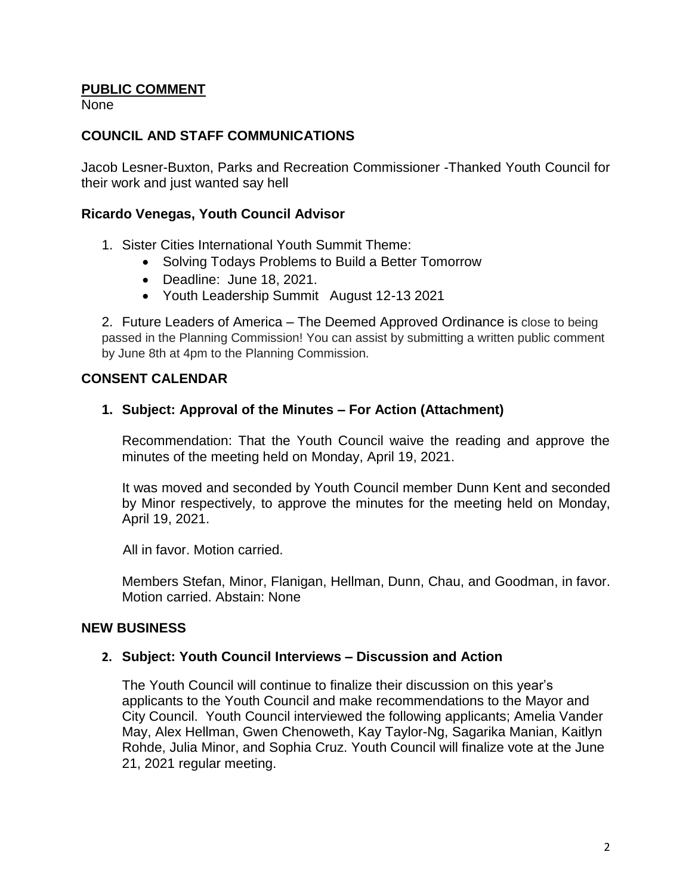## PUBLIC COMMENT

None

## COUNCIL AND STAFF COMMUNICATIONS

Jacob Lesner-Buxton, Parks and Recreation Commissioner -Thanked Youth Council for their work and just wanted say hell

### Ricardo Venegas, Youth Council Advisor

1. Sister Cities International Youth Summit Theme:
   - Solving Todays Problems to Build a Better Tomorrow
   - Deadline: June 18, 2021.
   - Youth Leadership Summit August 12-13 2021

2. Future Leaders of America – The Deemed Approved Ordinance is close to being passed in the Planning Commission! You can assist by submitting a written public comment by June 8th at 4pm to the Planning Commission.

## CONSENT CALENDAR

### 1. Subject: Approval of the Minutes – For Action (Attachment)

Recommendation: That the Youth Council waive the reading and approve the minutes of the meeting held on Monday, April 19, 2021.

It was moved and seconded by Youth Council member Dunn Kent and seconded by Minor respectively, to approve the minutes for the meeting held on Monday, April 19, 2021.

All in favor. Motion carried.

Members Stefan, Minor, Flanigan, Hellman, Dunn, Chau, and Goodman, in favor. Motion carried. Abstain: None

## NEW BUSINESS

### 2. Subject: Youth Council Interviews – Discussion and Action

The Youth Council will continue to finalize their discussion on this year's applicants to the Youth Council and make recommendations to the Mayor and City Council. Youth Council interviewed the following applicants; Amelia Vander May, Alex Hellman, Gwen Chenoweth, Kay Taylor-Ng, Sagarika Manian, Kaitlyn Rohde, Julia Minor, and Sophia Cruz. Youth Council will finalize vote at the June 21, 2021 regular meeting.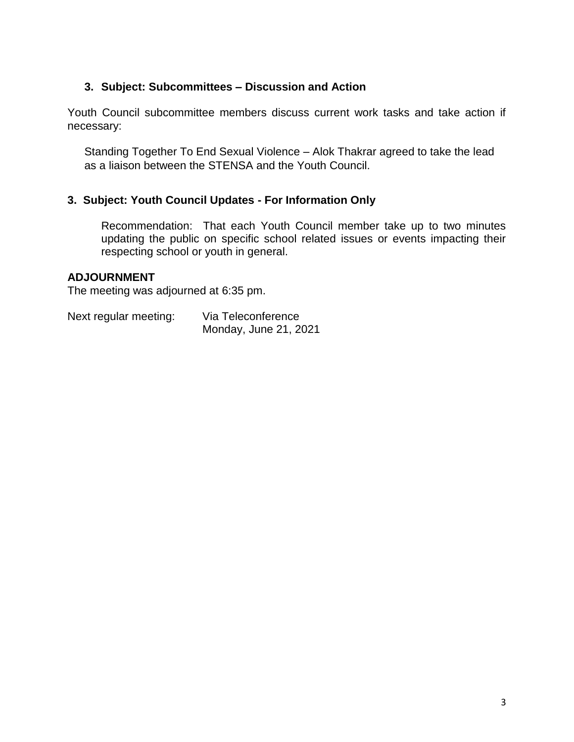### 3. Subject: Subcommittees – Discussion and Action

Youth Council subcommittee members discuss current work tasks and take action if necessary:

Standing Together To End Sexual Violence – Alok Thakrar agreed to take the lead as a liaison between the STENSA and the Youth Council.

### 3. Subject: Youth Council Updates - For Information Only

Recommendation: That each Youth Council member take up to two minutes updating the public on specific school related issues or events impacting their respecting school or youth in general.

**ADJOURNMENT**

The meeting was adjourned at 6:35 pm.

Next regular meeting: Via Teleconference
Monday, June 21, 2021